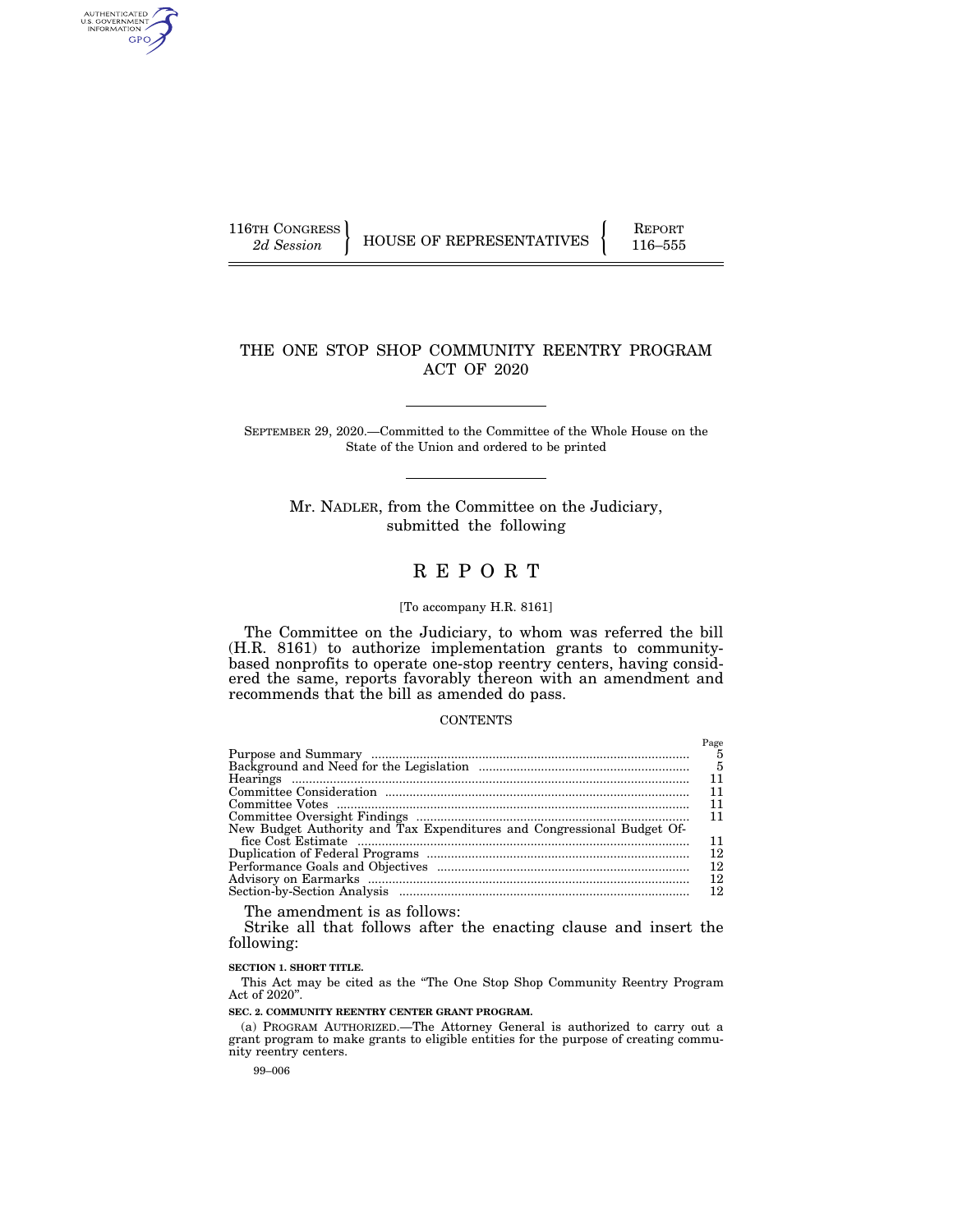116TH CONGRESS
*2d Session*

HOUSE OF REPRESENTATIVES

REPORT
116–555

# THE ONE STOP SHOP COMMUNITY REENTRY PROGRAM ACT OF 2020

SEPTEMBER 29, 2020.—Committed to the Committee of the Whole House on the State of the Union and ordered to be printed

Mr. NADLER, from the Committee on the Judiciary, submitted the following

# REPORT

[To accompany H.R. 8161]

The Committee on the Judiciary, to whom was referred the bill (H.R. 8161) to authorize implementation grants to community-based nonprofits to operate one-stop reentry centers, having considered the same, reports favorably thereon with an amendment and recommends that the bill as amended do pass.

CONTENTS

| | Page |
|---|---|
| Purpose and Summary | 5 |
| Background and Need for the Legislation | 5 |
| Hearings | 11 |
| Committee Consideration | 11 |
| Committee Votes | 11 |
| Committee Oversight Findings | 11 |
| New Budget Authority and Tax Expenditures and Congressional Budget Office Cost Estimate | 11 |
| Duplication of Federal Programs | 12 |
| Performance Goals and Objectives | 12 |
| Advisory on Earmarks | 12 |
| Section-by-Section Analysis | 12 |

The amendment is as follows:

Strike all that follows after the enacting clause and insert the following:

**SECTION 1. SHORT TITLE.**

This Act may be cited as the "The One Stop Shop Community Reentry Program Act of 2020".

**SEC. 2. COMMUNITY REENTRY CENTER GRANT PROGRAM.**

(a) PROGRAM AUTHORIZED.—The Attorney General is authorized to carry out a grant program to make grants to eligible entities for the purpose of creating community reentry centers.

99–006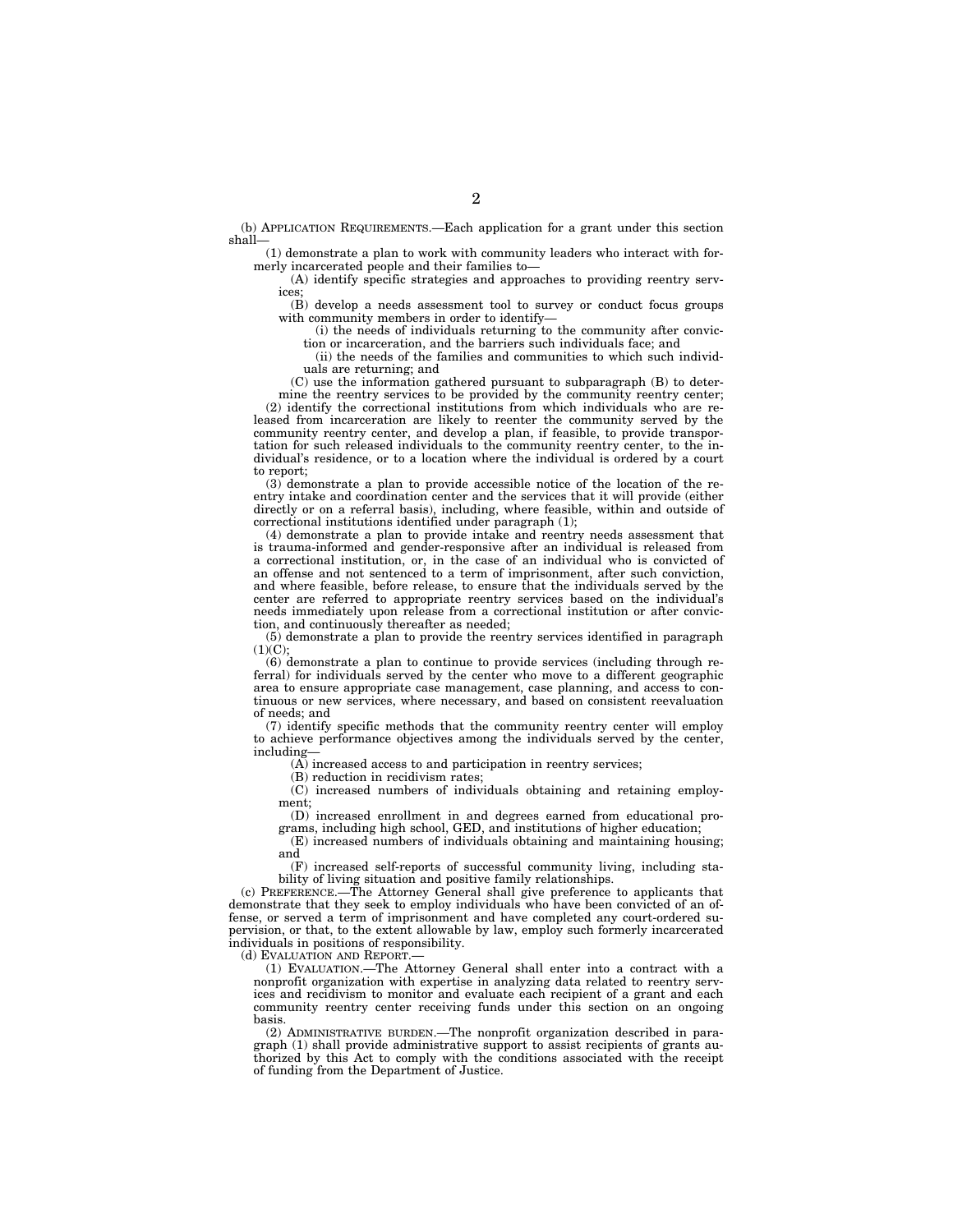(b) APPLICATION REQUIREMENTS.—Each application for a grant under this section shall—

(1) demonstrate a plan to work with community leaders who interact with formerly incarcerated people and their families to—

(A) identify specific strategies and approaches to providing reentry services;

(B) develop a needs assessment tool to survey or conduct focus groups with community members in order to identify—

(i) the needs of individuals returning to the community after conviction or incarceration, and the barriers such individuals face; and

(ii) the needs of the families and communities to which such individuals are returning; and

(C) use the information gathered pursuant to subparagraph (B) to determine the reentry services to be provided by the community reentry center;

(2) identify the correctional institutions from which individuals who are released from incarceration are likely to reenter the community served by the community reentry center, and develop a plan, if feasible, to provide transportation for such released individuals to the community reentry center, to the individual's residence, or to a location where the individual is ordered by a court to report;

(3) demonstrate a plan to provide accessible notice of the location of the reentry intake and coordination center and the services that it will provide (either directly or on a referral basis), including, where feasible, within and outside of correctional institutions identified under paragraph (1);

(4) demonstrate a plan to provide intake and reentry needs assessment that is trauma-informed and gender-responsive after an individual is released from a correctional institution, or, in the case of an individual who is convicted of an offense and not sentenced to a term of imprisonment, after such conviction, and where feasible, before release, to ensure that the individuals served by the center are referred to appropriate reentry services based on the individual's needs immediately upon release from a correctional institution or after conviction, and continuously thereafter as needed;

(5) demonstrate a plan to provide the reentry services identified in paragraph (1)(C);

(6) demonstrate a plan to continue to provide services (including through referral) for individuals served by the center who move to a different geographic area to ensure appropriate case management, case planning, and access to continuous or new services, where necessary, and based on consistent reevaluation of needs; and

(7) identify specific methods that the community reentry center will employ to achieve performance objectives among the individuals served by the center, including—

(A) increased access to and participation in reentry services;

(B) reduction in recidivism rates;

(C) increased numbers of individuals obtaining and retaining employment;

(D) increased enrollment in and degrees earned from educational programs, including high school, GED, and institutions of higher education;

(E) increased numbers of individuals obtaining and maintaining housing; and

(F) increased self-reports of successful community living, including stability of living situation and positive family relationships.

(c) PREFERENCE.—The Attorney General shall give preference to applicants that demonstrate that they seek to employ individuals who have been convicted of an offense, or served a term of imprisonment and have completed any court-ordered supervision, or that, to the extent allowable by law, employ such formerly incarcerated individuals in positions of responsibility.

(d) EVALUATION AND REPORT.—

(1) EVALUATION.—The Attorney General shall enter into a contract with a nonprofit organization with expertise in analyzing data related to reentry services and recidivism to monitor and evaluate each recipient of a grant and each community reentry center receiving funds under this section on an ongoing basis.

(2) ADMINISTRATIVE BURDEN.—The nonprofit organization described in paragraph (1) shall provide administrative support to assist recipients of grants authorized by this Act to comply with the conditions associated with the receipt of funding from the Department of Justice.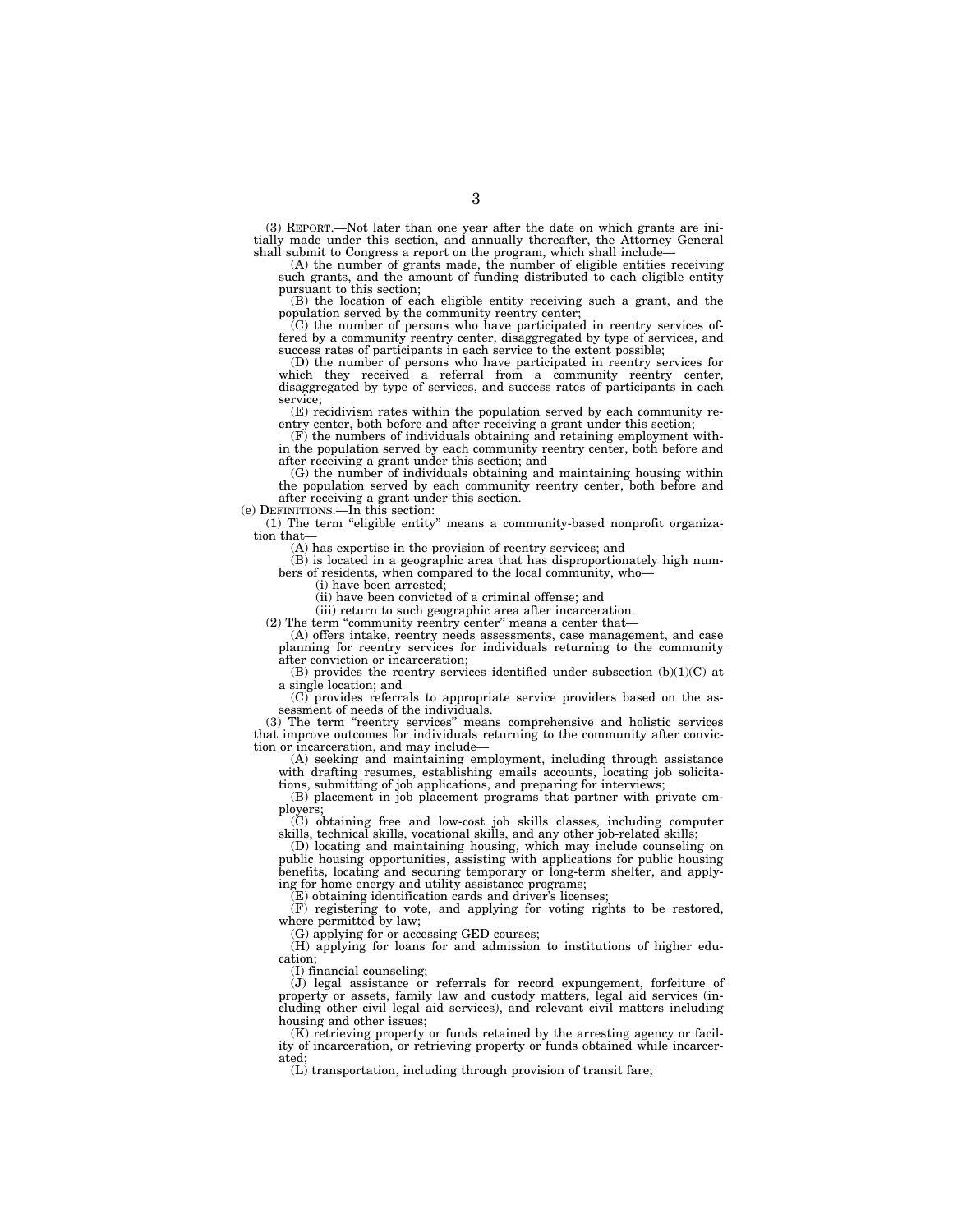(3) REPORT.—Not later than one year after the date on which grants are initially made under this section, and annually thereafter, the Attorney General shall submit to Congress a report on the program, which shall include—

(A) the number of grants made, the number of eligible entities receiving such grants, and the amount of funding distributed to each eligible entity pursuant to this section;

(B) the location of each eligible entity receiving such a grant, and the population served by the community reentry center;

(C) the number of persons who have participated in reentry services offered by a community reentry center, disaggregated by type of services, and success rates of participants in each service to the extent possible;

(D) the number of persons who have participated in reentry services for which they received a referral from a community reentry center, disaggregated by type of services, and success rates of participants in each service;

(E) recidivism rates within the population served by each community reentry center, both before and after receiving a grant under this section;

(F) the numbers of individuals obtaining and retaining employment within the population served by each community reentry center, both before and after receiving a grant under this section; and

(G) the number of individuals obtaining and maintaining housing within the population served by each community reentry center, both before and after receiving a grant under this section.

(e) DEFINITIONS.—In this section:

(1) The term "eligible entity" means a community-based nonprofit organization that—

(A) has expertise in the provision of reentry services; and

(B) is located in a geographic area that has disproportionately high numbers of residents, when compared to the local community, who—

(i) have been arrested;

(ii) have been convicted of a criminal offense; and

(iii) return to such geographic area after incarceration.

(2) The term "community reentry center" means a center that—

(A) offers intake, reentry needs assessments, case management, and case planning for reentry services for individuals returning to the community after conviction or incarceration;

(B) provides the reentry services identified under subsection (b)(1)(C) at a single location; and

(C) provides referrals to appropriate service providers based on the assessment of needs of the individuals.

(3) The term "reentry services" means comprehensive and holistic services that improve outcomes for individuals returning to the community after conviction or incarceration, and may include—

(A) seeking and maintaining employment, including through assistance with drafting resumes, establishing emails accounts, locating job solicitations, submitting of job applications, and preparing for interviews;

(B) placement in job placement programs that partner with private employers;

(C) obtaining free and low-cost job skills classes, including computer skills, technical skills, vocational skills, and any other job-related skills;

(D) locating and maintaining housing, which may include counseling on public housing opportunities, assisting with applications for public housing benefits, locating and securing temporary or long-term shelter, and applying for home energy and utility assistance programs;

(E) obtaining identification cards and driver's licenses;

(F) registering to vote, and applying for voting rights to be restored, where permitted by law;

(G) applying for or accessing GED courses;

(H) applying for loans for and admission to institutions of higher education;

(I) financial counseling;

(J) legal assistance or referrals for record expungement, forfeiture of property or assets, family law and custody matters, legal aid services (including other civil legal aid services), and relevant civil matters including housing and other issues;

(K) retrieving property or funds retained by the arresting agency or facility of incarceration, or retrieving property or funds obtained while incarcerated;

(L) transportation, including through provision of transit fare;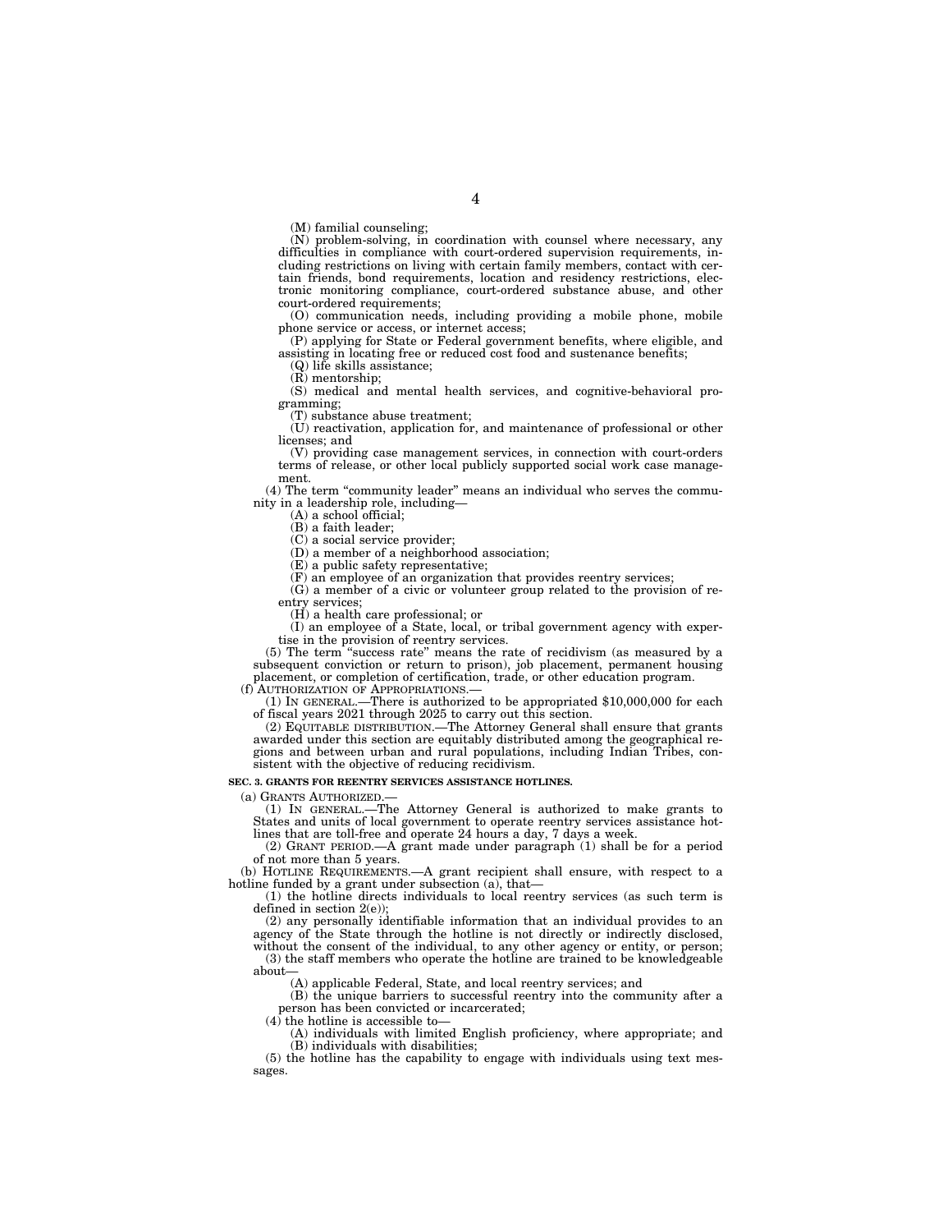(M) familial counseling;

(N) problem-solving, in coordination with counsel where necessary, any difficulties in compliance with court-ordered supervision requirements, including restrictions on living with certain family members, contact with certain friends, bond requirements, location and residency restrictions, electronic monitoring compliance, court-ordered substance abuse, and other court-ordered requirements;

(O) communication needs, including providing a mobile phone, mobile phone service or access, or internet access;

(P) applying for State or Federal government benefits, where eligible, and assisting in locating free or reduced cost food and sustenance benefits;

(Q) life skills assistance;

(R) mentorship;

(S) medical and mental health services, and cognitive-behavioral programming;

(T) substance abuse treatment;

(U) reactivation, application for, and maintenance of professional or other licenses; and

(V) providing case management services, in connection with court-orders terms of release, or other local publicly supported social work case management.

(4) The term "community leader" means an individual who serves the community in a leadership role, including—

(A) a school official;

(B) a faith leader;

(C) a social service provider;

(D) a member of a neighborhood association;

(E) a public safety representative;

(F) an employee of an organization that provides reentry services;

(G) a member of a civic or volunteer group related to the provision of reentry services;

(H) a health care professional; or

(I) an employee of a State, local, or tribal government agency with expertise in the provision of reentry services.

(5) The term "success rate" means the rate of recidivism (as measured by a subsequent conviction or return to prison), job placement, permanent housing placement, or completion of certification, trade, or other education program.

(f) AUTHORIZATION OF APPROPRIATIONS.—

(1) IN GENERAL.—There is authorized to be appropriated $10,000,000 for each of fiscal years 2021 through 2025 to carry out this section.

(2) EQUITABLE DISTRIBUTION.—The Attorney General shall ensure that grants awarded under this section are equitably distributed among the geographical regions and between urban and rural populations, including Indian Tribes, consistent with the objective of reducing recidivism.

**SEC. 3. GRANTS FOR REENTRY SERVICES ASSISTANCE HOTLINES.**

(a) GRANTS AUTHORIZED.—

(1) IN GENERAL.—The Attorney General is authorized to make grants to States and units of local government to operate reentry services assistance hotlines that are toll-free and operate 24 hours a day, 7 days a week.

(2) GRANT PERIOD.—A grant made under paragraph (1) shall be for a period of not more than 5 years.

(b) HOTLINE REQUIREMENTS.—A grant recipient shall ensure, with respect to a hotline funded by a grant under subsection (a), that—

(1) the hotline directs individuals to local reentry services (as such term is defined in section 2(e));

(2) any personally identifiable information that an individual provides to an agency of the State through the hotline is not directly or indirectly disclosed, without the consent of the individual, to any other agency or entity, or person;

(3) the staff members who operate the hotline are trained to be knowledgeable about—

(A) applicable Federal, State, and local reentry services; and

(B) the unique barriers to successful reentry into the community after a person has been convicted or incarcerated;

(4) the hotline is accessible to—

(A) individuals with limited English proficiency, where appropriate; and

(B) individuals with disabilities;

(5) the hotline has the capability to engage with individuals using text messages.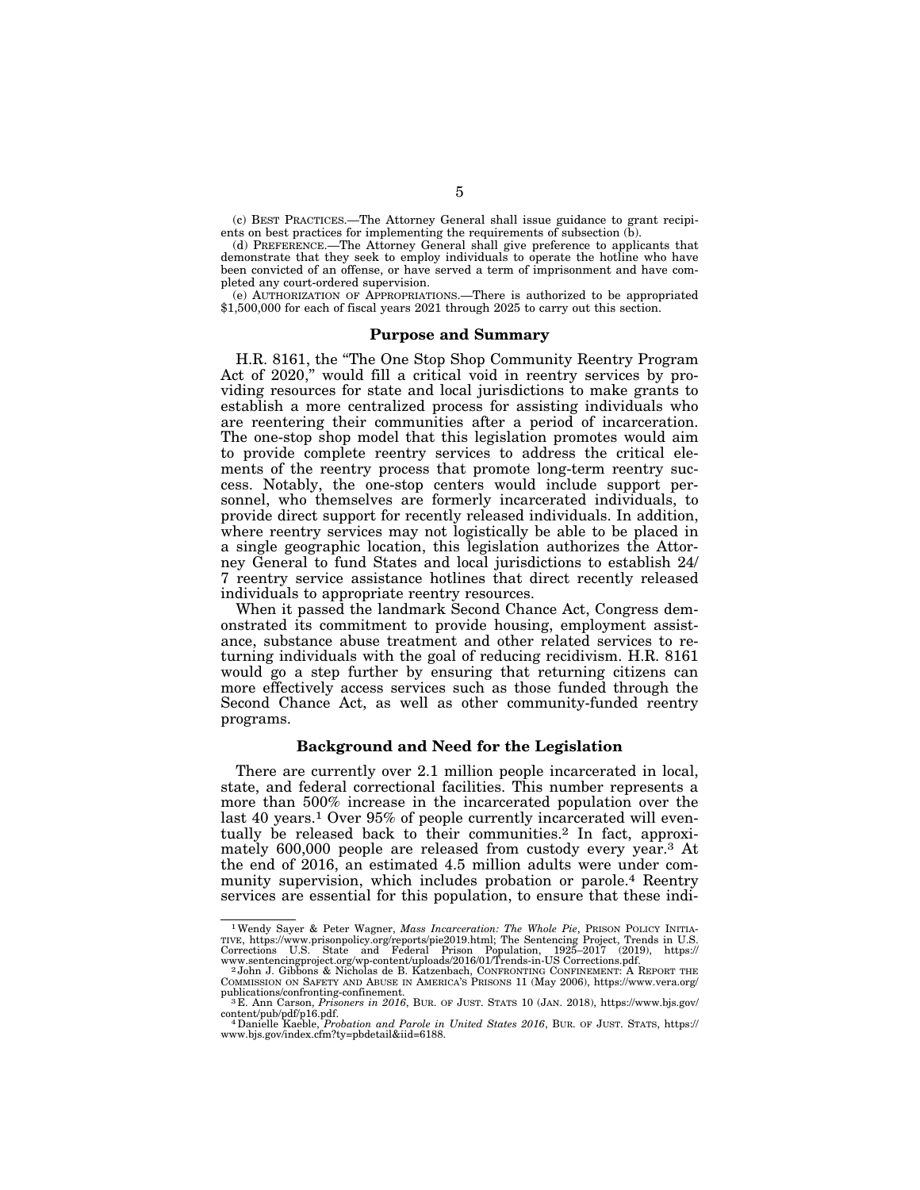(c) BEST PRACTICES.—The Attorney General shall issue guidance to grant recipients on best practices for implementing the requirements of subsection (b).

(d) PREFERENCE.—The Attorney General shall give preference to applicants that demonstrate that they seek to employ individuals to operate the hotline who have been convicted of an offense, or have served a term of imprisonment and have completed any court-ordered supervision.

(e) AUTHORIZATION OF APPROPRIATIONS.—There is authorized to be appropriated $1,500,000 for each of fiscal years 2021 through 2025 to carry out this section.

## Purpose and Summary

H.R. 8161, the "The One Stop Shop Community Reentry Program Act of 2020," would fill a critical void in reentry services by providing resources for state and local jurisdictions to make grants to establish a more centralized process for assisting individuals who are reentering their communities after a period of incarceration. The one-stop shop model that this legislation promotes would aim to provide complete reentry services to address the critical elements of the reentry process that promote long-term reentry success. Notably, the one-stop centers would include support personnel, who themselves are formerly incarcerated individuals, to provide direct support for recently released individuals. In addition, where reentry services may not logistically be able to be placed in a single geographic location, this legislation authorizes the Attorney General to fund States and local jurisdictions to establish 24/7 reentry service assistance hotlines that direct recently released individuals to appropriate reentry resources.

When it passed the landmark Second Chance Act, Congress demonstrated its commitment to provide housing, employment assistance, substance abuse treatment and other related services to returning individuals with the goal of reducing recidivism. H.R. 8161 would go a step further by ensuring that returning citizens can more effectively access services such as those funded through the Second Chance Act, as well as other community-funded reentry programs.

## Background and Need for the Legislation

There are currently over 2.1 million people incarcerated in local, state, and federal correctional facilities. This number represents a more than 500% increase in the incarcerated population over the last 40 years.[1] Over 95% of people currently incarcerated will eventually be released back to their communities.[2] In fact, approximately 600,000 people are released from custody every year.[3] At the end of 2016, an estimated 4.5 million adults were under community supervision, which includes probation or parole.[4] Reentry services are essential for this population, to ensure that these indi-

---

[1] Wendy Sayer & Peter Wagner, *Mass Incarceration: The Whole Pie*, PRISON POLICY INITIATIVE, https://www.prisonpolicy.org/reports/pie2019.html; The Sentencing Project, Trends in U.S. Corrections U.S. State and Federal Prison Population, 1925–2017 (2019), https://www.sentencingproject.org/wp-content/uploads/2016/01/Trends-in-US Corrections.pdf.

[2] John J. Gibbons & Nicholas de B. Katzenbach, CONFRONTING CONFINEMENT: A REPORT THE COMMISSION ON SAFETY AND ABUSE IN AMERICA'S PRISONS 11 (May 2006), https://www.vera.org/publications/confronting-confinement.

[3] E. Ann Carson, *Prisoners in 2016*, BUR. OF JUST. STATS 10 (JAN. 2018), https://www.bjs.gov/content/pub/pdf/p16.pdf.

[4] Danielle Kaeble, *Probation and Parole in United States 2016*, BUR. OF JUST. STATS, https://www.bjs.gov/index.cfm?ty=pbdetail&iid=6188.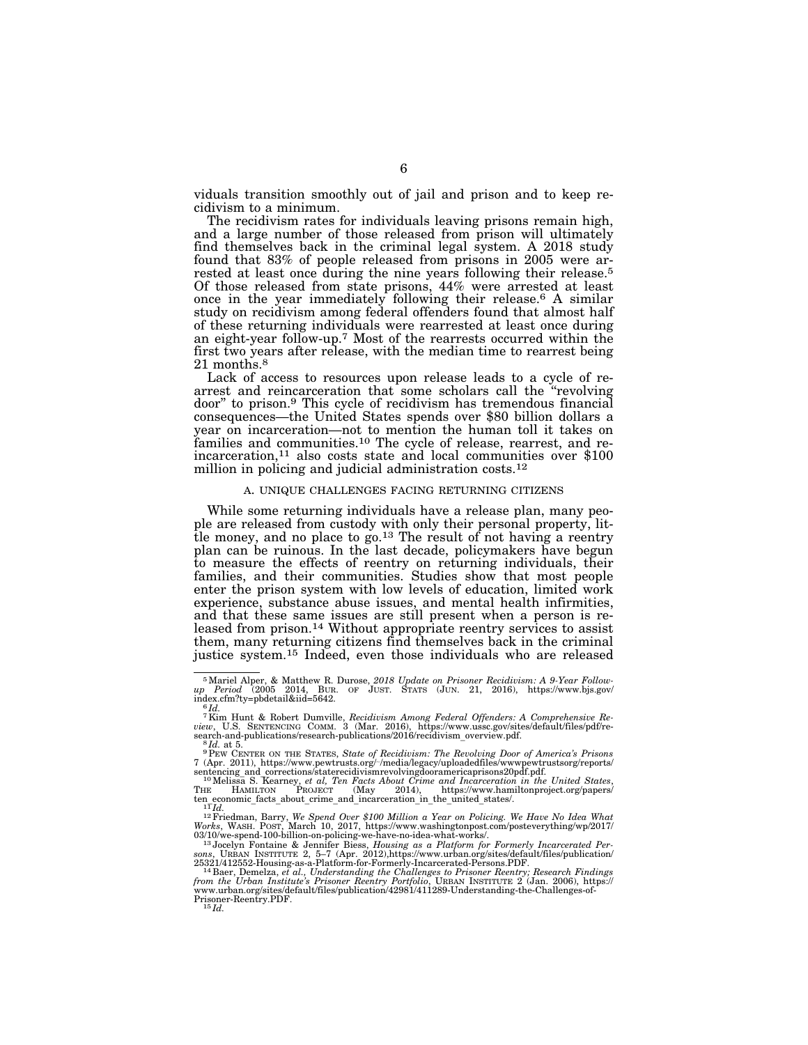viduals transition smoothly out of jail and prison and to keep recidivism to a minimum.

The recidivism rates for individuals leaving prisons remain high, and a large number of those released from prison will ultimately find themselves back in the criminal legal system. A 2018 study found that 83% of people released from prisons in 2005 were arrested at least once during the nine years following their release.[5] Of those released from state prisons, 44% were arrested at least once in the year immediately following their release.[6] A similar study on recidivism among federal offenders found that almost half of these returning individuals were rearrested at least once during an eight-year follow-up.[7] Most of the rearrests occurred within the first two years after release, with the median time to rearrest being 21 months.[8]

Lack of access to resources upon release leads to a cycle of rearrest and reincarceration that some scholars call the "revolving door" to prison.[9] This cycle of recidivism has tremendous financial consequences—the United States spends over $80 billion dollars a year on incarceration—not to mention the human toll it takes on families and communities.[10] The cycle of release, rearrest, and reincarceration,[11] also costs state and local communities over $100 million in policing and judicial administration costs.[12]

### A. UNIQUE CHALLENGES FACING RETURNING CITIZENS

While some returning individuals have a release plan, many people are released from custody with only their personal property, little money, and no place to go.[13] The result of not having a reentry plan can be ruinous. In the last decade, policymakers have begun to measure the effects of reentry on returning individuals, their families, and their communities. Studies show that most people enter the prison system with low levels of education, limited work experience, substance abuse issues, and mental health infirmities, and that these same issues are still present when a person is released from prison.[14] Without appropriate reentry services to assist them, many returning citizens find themselves back in the criminal justice system.[15] Indeed, even those individuals who are released

---

[5] Mariel Alper, & Matthew R. Durose, *2018 Update on Prisoner Recidivism: A 9-Year Follow-up Period* (2005 2014, BUR. OF JUST. STATS (JUN. 21, 2016), https://www.bjs.gov/index.cfm?ty=pbdetail&iid=5642.

[6] *Id.*

[7] Kim Hunt & Robert Dumville, *Recidivism Among Federal Offenders: A Comprehensive Review*, U.S. SENTENCING COMM. 3 (Mar. 2016), https://www.ussc.gov/sites/default/files/pdf/research-and-publications/research-publications/2016/recidivism_overview.pdf.

[8] *Id.* at 5.

[9] PEW CENTER ON THE STATES, *State of Recidivism: The Revolving Door of America's Prisons* 7 (Apr. 2011), https://www.pewtrusts.org/-/media/legacy/uploadedfiles/wwwpewtrustsorg/reports/sentencing_and_corrections/staterecidivismrevolvingdooramericaprisons20pdf.pdf.

[10] Melissa S. Kearney, *et al, Ten Facts About Crime and Incarceration in the United States*, THE HAMILTON PROJECT (May 2014), https://www.hamiltonproject.org/papers/ten_economic_facts_about_crime_and_incarceration_in_the_united_states/.

[11] *Id.*

[12] Friedman, Barry, *We Spend Over $100 Million a Year on Policing. We Have No Idea What Works*, WASH. POST, March 10, 2017, https://www.washingtonpost.com/posteverything/wp/2017/03/10/we-spend-100-billion-on-policing-we-have-no-idea-what-works/.

[13] Jocelyn Fontaine & Jennifer Biess, *Housing as a Platform for Formerly Incarcerated Persons*, URBAN INSTITUTE 2, 5–7 (Apr. 2012),https://www.urban.org/sites/default/files/publication/25321/412552-Housing-as-a-Platform-for-Formerly-Incarcerated-Persons.PDF.

[14] Baer, Demelza, *et al., Understanding the Challenges to Prisoner Reentry; Research Findings from the Urban Institute's Prisoner Reentry Portfolio*, URBAN INSTITUTE 2 (Jan. 2006), https://www.urban.org/sites/default/files/publication/42981/411289-Understanding-the-Challenges-of-Prisoner-Reentry.PDF.

[15] *Id.*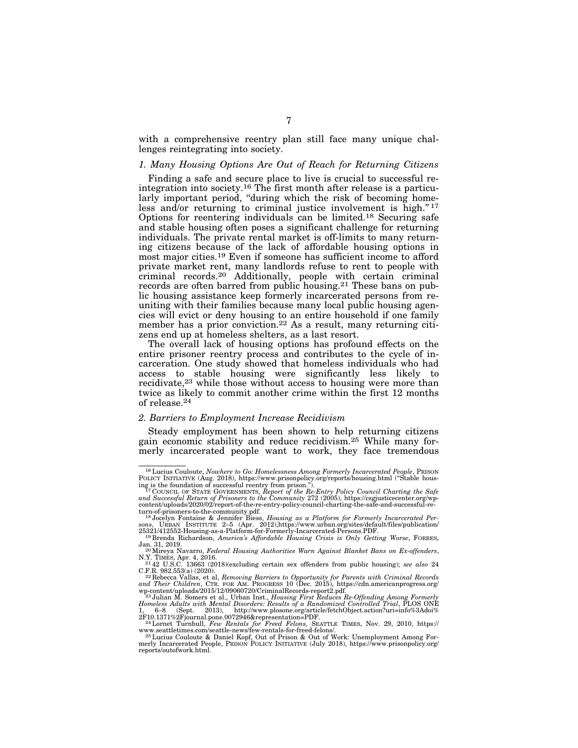with a comprehensive reentry plan still face many unique challenges reintegrating into society.

### *1. Many Housing Options Are Out of Reach for Returning Citizens*

Finding a safe and secure place to live is crucial to successful reintegration into society.[16] The first month after release is a particularly important period, "during which the risk of becoming homeless and/or returning to criminal justice involvement is high."[17] Options for reentering individuals can be limited.[18] Securing safe and stable housing often poses a significant challenge for returning individuals. The private rental market is off-limits to many returning citizens because of the lack of affordable housing options in most major cities.[19] Even if someone has sufficient income to afford private market rent, many landlords refuse to rent to people with criminal records.[20] Additionally, people with certain criminal records are often barred from public housing.[21] These bans on public housing assistance keep formerly incarcerated persons from reuniting with their families because many local public housing agencies will evict or deny housing to an entire household if one family member has a prior conviction.[22] As a result, many returning citizens end up at homeless shelters, as a last resort.

The overall lack of housing options has profound effects on the entire prisoner reentry process and contributes to the cycle of incarceration. One study showed that homeless individuals who had access to stable housing were significantly less likely to recidivate,[23] while those without access to housing were more than twice as likely to commit another crime within the first 12 months of release.[24]

### *2. Barriers to Employment Increase Recidivism*

Steady employment has been shown to help returning citizens gain economic stability and reduce recidivism.[25] While many formerly incarcerated people want to work, they face tremendous

---

[16] Lucius Couloute, *Nowhere to Go: Homelessness Among Formerly Incarcerated People*, PRISON POLICY INITIATIVE (Aug. 2018), https://www.prisonpolicy.org/reports/housing.html ("Stable housing is the foundation of successful reentry from prison.").

[17] COUNCIL OF STATE GOVERNMENTS, *Report of the Re-Entry Policy Council Charting the Safe and Successful Return of Prisoners to the Community* 272 (2005), https://csgjusticecenter.org/wp-content/uploads/2020/02/report-of-the-re-entry-policy-council-charting-the-safe-and-successful-return-of-prisoners-to-the-community.pdf.

[18] Jocelyn Fontaine & Jennifer Biess, *Housing as a Platform for Formerly Incarcerated Persons*, URBAN INSTITUTE 2–5 (Apr. 2012),https://www.urban.org/sites/default/files/publication/25321/412552-Housing-as-a-Platform-for-Formerly-Incarcerated-Persons.PDF.

[19] Brenda Richardson, *America's Affordable Housing Crisis is Only Getting Worse*, FORBES, Jan. 31, 2019.

[20] Mireya Navarro, *Federal Housing Authorities Warn Against Blanket Bans on Ex-offenders*, N.Y. TIMES, Apr. 4, 2016.

[21] 42 U.S.C. 13663 (2018)(excluding certain sex offenders from public housing); *see also* 24 C.F.R. 982.553(a) (2020).

[22] Rebecca Vallas, et al, *Removing Barriers to Opportunity for Parents with Criminal Records and Their Children*, CTR. FOR AM. PROGRESS 10 (Dec. 2015), https://cdn.americanprogress.org/wp-content/uploads/2015/12/09060720/CriminalRecords-report2.pdf.

[23] Julian M. Somers et al., Urban Inst., *Housing First Reduces Re-Offending Among Formerly Homeless Adults with Mental Disorders: Results of a Randomized Controlled Trial*, PLOS ONE 1, 6–8 (Sept. 2013), http://www.plosone.org/article/fetchObject.action?uri=info%3Adoi%2F10.1371%2Fjournal.pone.0072946&representation=PDF.

[24] Lornet Turnbull, *Few Rentals for Freed Felons,* SEATTLE TIMES, Nov. 29, 2010, https://www.seattletimes.com/seattle-news/few-rentals-for-freed-felons/.

[25] Lucius Couloute & Daniel Kopf, Out of Prison & Out of Work: Unemployment Among Formerly Incarcerated People, PRISON POLICY INITIATIVE (July 2018), https://www.prisonpolicy.org/reports/outofwork.html.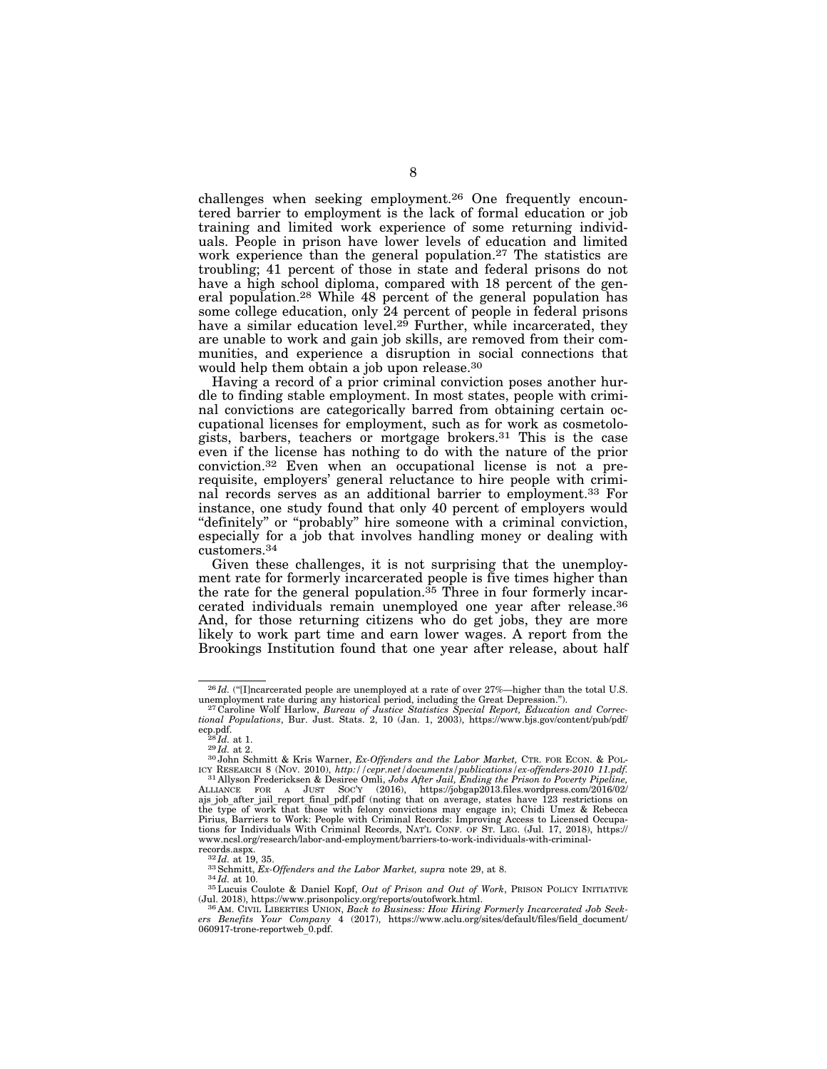challenges when seeking employment.[26] One frequently encountered barrier to employment is the lack of formal education or job training and limited work experience of some returning individuals. People in prison have lower levels of education and limited work experience than the general population.[27] The statistics are troubling; 41 percent of those in state and federal prisons do not have a high school diploma, compared with 18 percent of the general population.[28] While 48 percent of the general population has some college education, only 24 percent of people in federal prisons have a similar education level.[29] Further, while incarcerated, they are unable to work and gain job skills, are removed from their communities, and experience a disruption in social connections that would help them obtain a job upon release.[30]

Having a record of a prior criminal conviction poses another hurdle to finding stable employment. In most states, people with criminal convictions are categorically barred from obtaining certain occupational licenses for employment, such as for work as cosmetologists, barbers, teachers or mortgage brokers.[31] This is the case even if the license has nothing to do with the nature of the prior conviction.[32] Even when an occupational license is not a prerequisite, employers' general reluctance to hire people with criminal records serves as an additional barrier to employment.[33] For instance, one study found that only 40 percent of employers would "definitely" or "probably" hire someone with a criminal conviction, especially for a job that involves handling money or dealing with customers.[34]

Given these challenges, it is not surprising that the unemployment rate for formerly incarcerated people is five times higher than the rate for the general population.[35] Three in four formerly incarcerated individuals remain unemployed one year after release.[36] And, for those returning citizens who do get jobs, they are more likely to work part time and earn lower wages. A report from the Brookings Institution found that one year after release, about half

---

[26] *Id.* ("[I]ncarcerated people are unemployed at a rate of over 27%—higher than the total U.S. unemployment rate during any historical period, including the Great Depression.").

[27] Caroline Wolf Harlow, *Bureau of Justice Statistics Special Report, Education and Correctional Populations*, Bur. Just. Stats. 2, 10 (Jan. 1, 2003), https://www.bjs.gov/content/pub/pdf/ecp.pdf.

[28] *Id.* at 1.

[29] *Id.* at 2.

[30] John Schmitt & Kris Warner, *Ex-Offenders and the Labor Market,* CTR. FOR ECON. & POLICY RESEARCH 8 (NOV. 2010), *http://cepr.net/documents/publications/ex-offenders-2010 11.pdf.*

[31] Allyson Fredericksen & Desiree Omli, *Jobs After Jail, Ending the Prison to Poverty Pipeline,* ALLIANCE FOR A JUST SOC'Y (2016), https://jobgap2013.files.wordpress.com/2016/02/ajs_job_after_jail_report_final_pdf.pdf (noting that on average, states have 123 restrictions on the type of work that those with felony convictions may engage in); Chidi Umez & Rebecca Pirius, Barriers to Work: People with Criminal Records: Improving Access to Licensed Occupations for Individuals With Criminal Records, NAT'L CONF. OF ST. LEG. (Jul. 17, 2018), https://www.ncsl.org/research/labor-and-employment/barriers-to-work-individuals-with-criminal-records.aspx.

[32] *Id.* at 19, 35.

[33] Schmitt, *Ex-Offenders and the Labor Market, supra* note 29, at 8.

[34] *Id.* at 10.

[35] Lucuis Coulote & Daniel Kopf, *Out of Prison and Out of Work*, PRISON POLICY INITIATIVE (Jul. 2018), https://www.prisonpolicy.org/reports/outofwork.html.

[36] AM. CIVIL LIBERTIES UNION, *Back to Business: How Hiring Formerly Incarcerated Job Seekers Benefits Your Company* 4 (2017), https://www.aclu.org/sites/default/files/field_document/060917-trone-reportweb_0.pdf.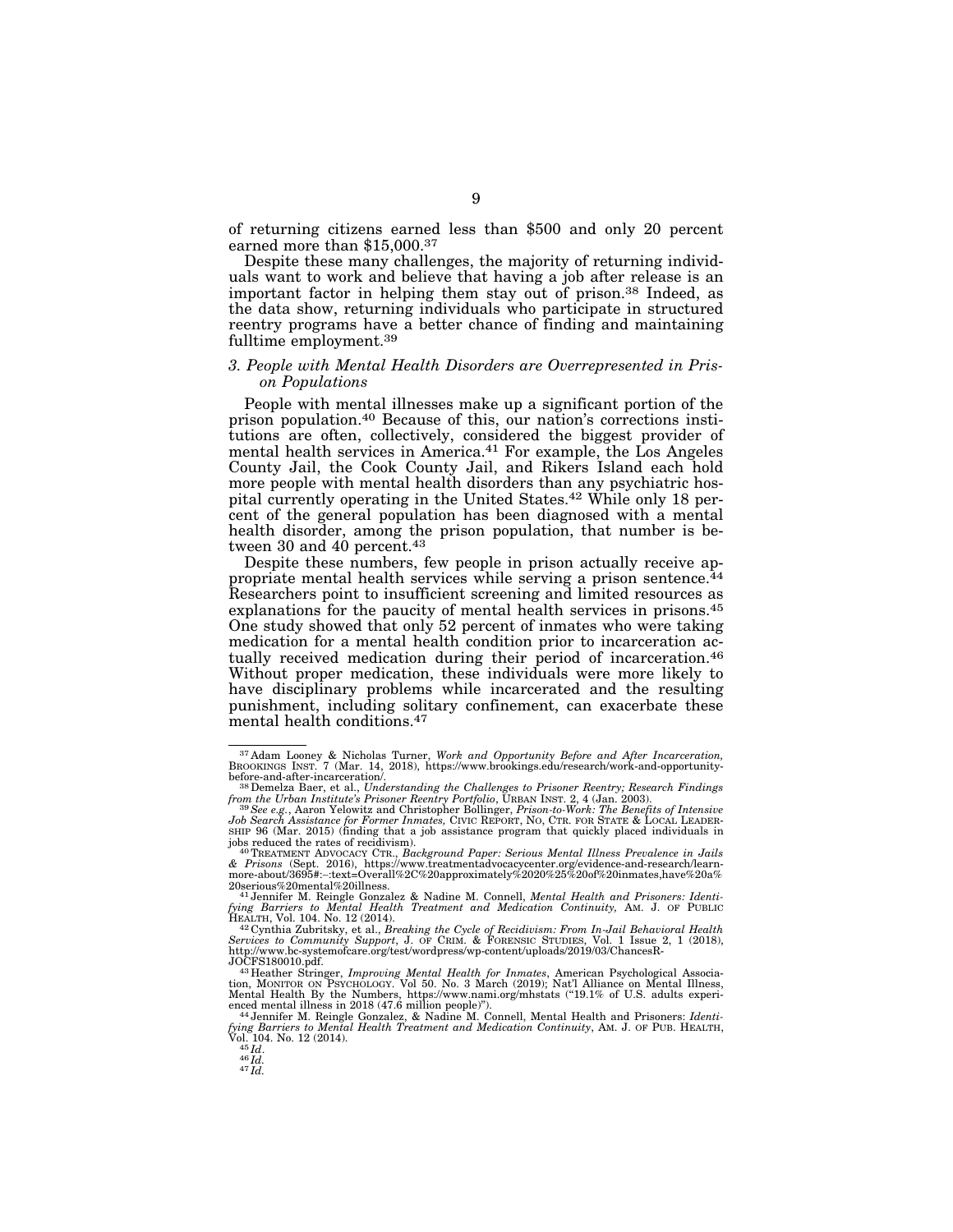of returning citizens earned less than $500 and only 20 percent earned more than $15,000.[37]

Despite these many challenges, the majority of returning individuals want to work and believe that having a job after release is an important factor in helping them stay out of prison.[38] Indeed, as the data show, returning individuals who participate in structured reentry programs have a better chance of finding and maintaining fulltime employment.[39]

### *3. People with Mental Health Disorders are Overrepresented in Prison Populations*

People with mental illnesses make up a significant portion of the prison population.[40] Because of this, our nation's corrections institutions are often, collectively, considered the biggest provider of mental health services in America.[41] For example, the Los Angeles County Jail, the Cook County Jail, and Rikers Island each hold more people with mental health disorders than any psychiatric hospital currently operating in the United States.[42] While only 18 percent of the general population has been diagnosed with a mental health disorder, among the prison population, that number is between 30 and 40 percent.[43]

Despite these numbers, few people in prison actually receive appropriate mental health services while serving a prison sentence.[44] Researchers point to insufficient screening and limited resources as explanations for the paucity of mental health services in prisons.[45] One study showed that only 52 percent of inmates who were taking medication for a mental health condition prior to incarceration actually received medication during their period of incarceration.[46] Without proper medication, these individuals were more likely to have disciplinary problems while incarcerated and the resulting punishment, including solitary confinement, can exacerbate these mental health conditions.[47]

---

[37] Adam Looney & Nicholas Turner, *Work and Opportunity Before and After Incarceration,* BROOKINGS INST. 7 (Mar. 14, 2018), https://www.brookings.edu/research/work-and-opportunity-before-and-after-incarceration/.

[38] Demelza Baer, et al., *Understanding the Challenges to Prisoner Reentry; Research Findings from the Urban Institute's Prisoner Reentry Portfolio*, URBAN INST. 2, 4 (Jan. 2003).

[39] *See e.g.*, Aaron Yelowitz and Christopher Bollinger, *Prison-to-Work: The Benefits of Intensive Job Search Assistance for Former Inmates,* CIVIC REPORT, NO, CTR. FOR STATE & LOCAL LEADERSHIP 96 (Mar. 2015) (finding that a job assistance program that quickly placed individuals in jobs reduced the rates of recidivism).

[40] TREATMENT ADVOCACY CTR., *Background Paper: Serious Mental Illness Prevalence in Jails & Prisons* (Sept. 2016), https://www.treatmentadvocacycenter.org/evidence-and-research/learn-more-about/3695#:~:text=Overall%2C%20approximately%2020%25%20of%20inmates,have%20a%20serious%20mental%20illness.

[41] Jennifer M. Reingle Gonzalez & Nadine M. Connell, *Mental Health and Prisoners: Identifying Barriers to Mental Health Treatment and Medication Continuity,* AM. J. OF PUBLIC HEALTH, Vol. 104. No. 12 (2014).

[42] Cynthia Zubritsky, et al., *Breaking the Cycle of Recidivism: From In-Jail Behavioral Health Services to Community Support*, J. OF CRIM. & FORENSIC STUDIES, Vol. 1 Issue 2, 1 (2018), http://www.bc-systemofcare.org/test/wordpress/wp-content/uploads/2019/03/ChancesR-JOCFS180010.pdf.

[43] Heather Stringer, *Improving Mental Health for Inmates*, American Psychological Association, MONITOR ON PSYCHOLOGY. Vol 50. No. 3 March (2019); Nat'l Alliance on Mental Illness, Mental Health By the Numbers, https://www.nami.org/mhstats ("19.1% of U.S. adults experienced mental illness in 2018 (47.6 million people)").

[44] Jennifer M. Reingle Gonzalez, & Nadine M. Connell, Mental Health and Prisoners: *Identifying Barriers to Mental Health Treatment and Medication Continuity*, AM. J. OF PUB. HEALTH, Vol. 104. No. 12 (2014).

[45] *Id*.

[46] *Id.*

[47] *Id.*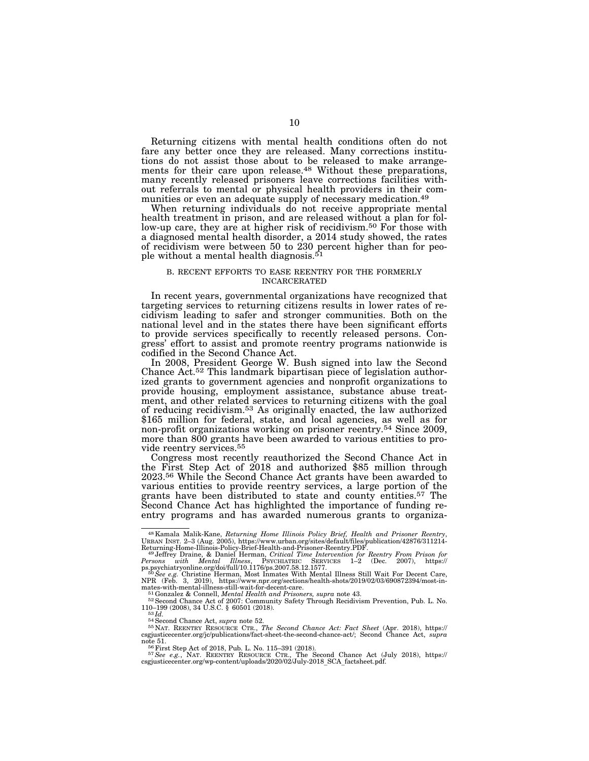Returning citizens with mental health conditions often do not fare any better once they are released. Many corrections institutions do not assist those about to be released to make arrangements for their care upon release.[48] Without these preparations, many recently released prisoners leave corrections facilities without referrals to mental or physical health providers in their communities or even an adequate supply of necessary medication.[49]

When returning individuals do not receive appropriate mental health treatment in prison, and are released without a plan for follow-up care, they are at higher risk of recidivism.[50] For those with a diagnosed mental health disorder, a 2014 study showed, the rates of recidivism were between 50 to 230 percent higher than for people without a mental health diagnosis.[51]

### B. RECENT EFFORTS TO EASE REENTRY FOR THE FORMERLY INCARCERATED

In recent years, governmental organizations have recognized that targeting services to returning citizens results in lower rates of recidivism leading to safer and stronger communities. Both on the national level and in the states there have been significant efforts to provide services specifically to recently released persons. Congress' effort to assist and promote reentry programs nationwide is codified in the Second Chance Act.

In 2008, President George W. Bush signed into law the Second Chance Act.[52] This landmark bipartisan piece of legislation authorized grants to government agencies and nonprofit organizations to provide housing, employment assistance, substance abuse treatment, and other related services to returning citizens with the goal of reducing recidivism.[53] As originally enacted, the law authorized $165 million for federal, state, and local agencies, as well as for non-profit organizations working on prisoner reentry.[54] Since 2009, more than 800 grants have been awarded to various entities to provide reentry services.[55]

Congress most recently reauthorized the Second Chance Act in the First Step Act of 2018 and authorized $85 million through 2023.[56] While the Second Chance Act grants have been awarded to various entities to provide reentry services, a large portion of the grants have been distributed to state and county entities.[57] The Second Chance Act has highlighted the importance of funding reentry programs and has awarded numerous grants to organiza-

---

[48] Kamala Malik-Kane, *Returning Home Illinois Policy Brief, Health and Prisoner Reentry*, URBAN INST. 2–3 (Aug. 2005), https://www.urban.org/sites/default/files/publication/42876/311214-Returning-Home-Illinois-Policy-Brief-Health-and-Prisoner-Reentry.PDF.

[49] Jeffrey Draine, & Daniel Herman, *Critical Time Intervention for Reentry From Prison for Persons with Mental Illness*, PSYCHIATRIC SERVICES 1–2 (Dec. 2007), https://ps.psychiatryonline.org/doi/full/10.1176/ps.2007.58.12.1577.

[50] *See e.g.* Christine Herman, Most Inmates With Mental Illness Still Wait For Decent Care, NPR (Feb. 3, 2019), https://www.npr.org/sections/health-shots/2019/02/03/690872394/most-inmates-with-mental-illness-still-wait-for-decent-care.

[51] Gonzalez & Connell, *Mental Health and Prisoners, supra* note 43.

[52] Second Chance Act of 2007: Community Safety Through Recidivism Prevention, Pub. L. No. 110–199 (2008), 34 U.S.C. § 60501 (2018).

[53] *Id.*

[54] Second Chance Act, *supra* note 52.

[55] NAT. REENTRY RESOURCE CTR., *The Second Chance Act: Fact Sheet* (Apr. 2018), https://csgjusticecenter.org/jc/publications/fact-sheet-the-second-chance-act/; Second Chance Act, *supra* note 51.

[56] First Step Act of 2018, Pub. L. No. 115–391 (2018).

[57] *See e.g.*, NAT. REENTRY RESOURCE CTR., The Second Chance Act (July 2018), https://csgjusticecenter.org/wp-content/uploads/2020/02/July-2018_SCA_factsheet.pdf.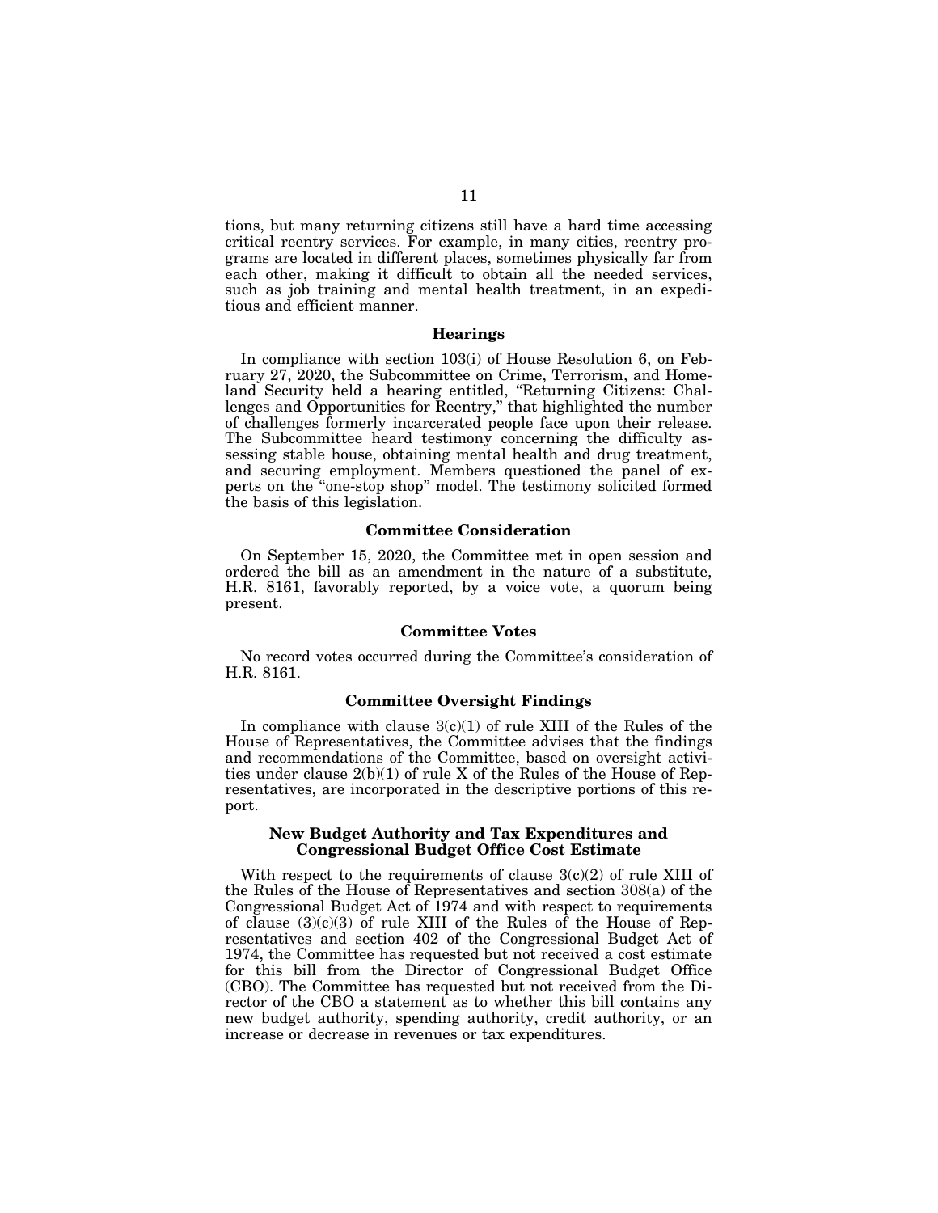tions, but many returning citizens still have a hard time accessing critical reentry services. For example, in many cities, reentry programs are located in different places, sometimes physically far from each other, making it difficult to obtain all the needed services, such as job training and mental health treatment, in an expeditious and efficient manner.

## Hearings

In compliance with section 103(i) of House Resolution 6, on February 27, 2020, the Subcommittee on Crime, Terrorism, and Homeland Security held a hearing entitled, "Returning Citizens: Challenges and Opportunities for Reentry," that highlighted the number of challenges formerly incarcerated people face upon their release. The Subcommittee heard testimony concerning the difficulty assessing stable house, obtaining mental health and drug treatment, and securing employment. Members questioned the panel of experts on the "one-stop shop" model. The testimony solicited formed the basis of this legislation.

## Committee Consideration

On September 15, 2020, the Committee met in open session and ordered the bill as an amendment in the nature of a substitute, H.R. 8161, favorably reported, by a voice vote, a quorum being present.

## Committee Votes

No record votes occurred during the Committee's consideration of H.R. 8161.

## Committee Oversight Findings

In compliance with clause 3(c)(1) of rule XIII of the Rules of the House of Representatives, the Committee advises that the findings and recommendations of the Committee, based on oversight activities under clause 2(b)(1) of rule X of the Rules of the House of Representatives, are incorporated in the descriptive portions of this report.

## New Budget Authority and Tax Expenditures and Congressional Budget Office Cost Estimate

With respect to the requirements of clause 3(c)(2) of rule XIII of the Rules of the House of Representatives and section 308(a) of the Congressional Budget Act of 1974 and with respect to requirements of clause (3)(c)(3) of rule XIII of the Rules of the House of Representatives and section 402 of the Congressional Budget Act of 1974, the Committee has requested but not received a cost estimate for this bill from the Director of Congressional Budget Office (CBO). The Committee has requested but not received from the Director of the CBO a statement as to whether this bill contains any new budget authority, spending authority, credit authority, or an increase or decrease in revenues or tax expenditures.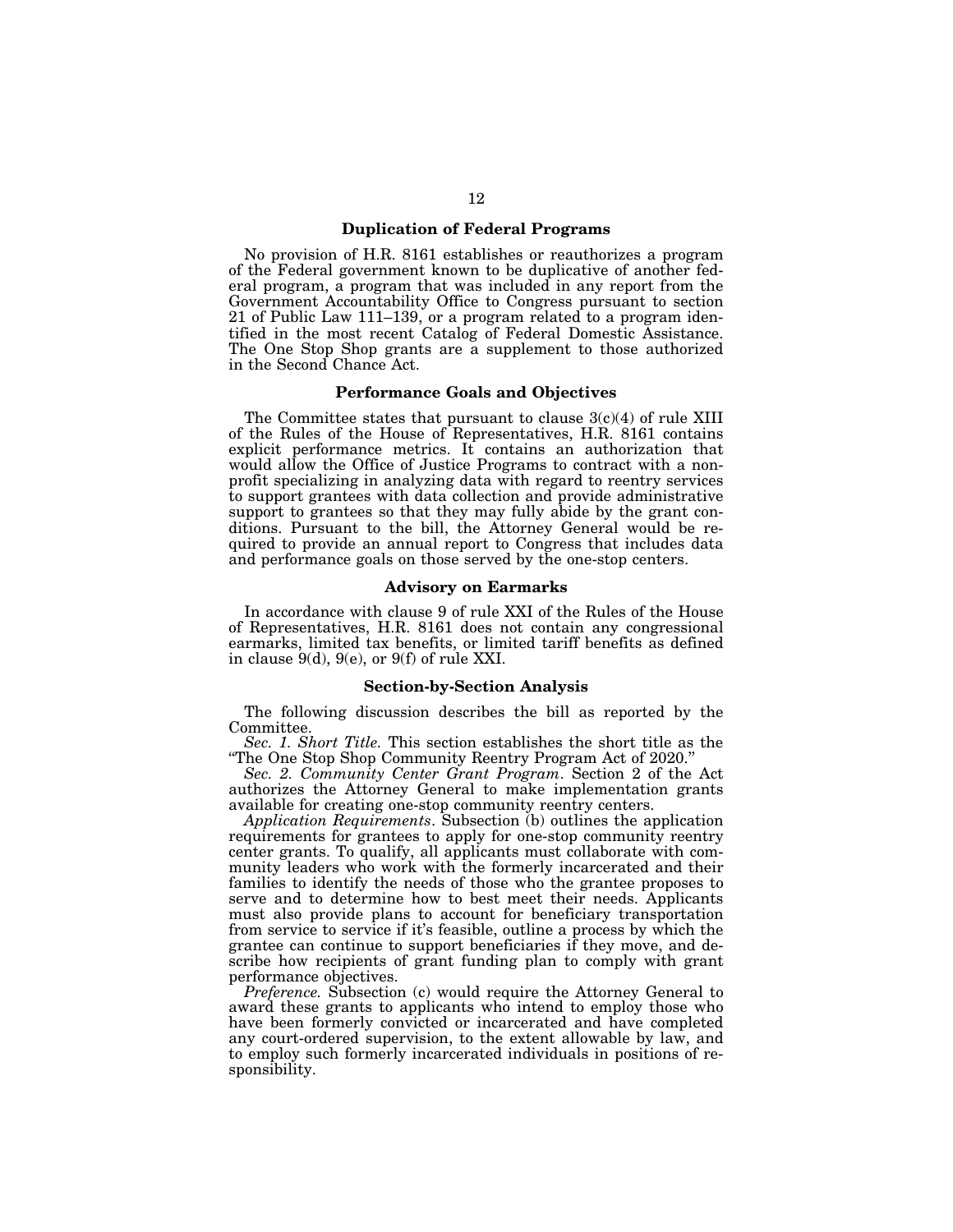### Duplication of Federal Programs

No provision of H.R. 8161 establishes or reauthorizes a program of the Federal government known to be duplicative of another federal program, a program that was included in any report from the Government Accountability Office to Congress pursuant to section 21 of Public Law 111–139, or a program related to a program identified in the most recent Catalog of Federal Domestic Assistance. The One Stop Shop grants are a supplement to those authorized in the Second Chance Act.

### Performance Goals and Objectives

The Committee states that pursuant to clause 3(c)(4) of rule XIII of the Rules of the House of Representatives, H.R. 8161 contains explicit performance metrics. It contains an authorization that would allow the Office of Justice Programs to contract with a nonprofit specializing in analyzing data with regard to reentry services to support grantees with data collection and provide administrative support to grantees so that they may fully abide by the grant conditions. Pursuant to the bill, the Attorney General would be required to provide an annual report to Congress that includes data and performance goals on those served by the one-stop centers.

### Advisory on Earmarks

In accordance with clause 9 of rule XXI of the Rules of the House of Representatives, H.R. 8161 does not contain any congressional earmarks, limited tax benefits, or limited tariff benefits as defined in clause 9(d), 9(e), or 9(f) of rule XXI.

### Section-by-Section Analysis

The following discussion describes the bill as reported by the Committee.

*Sec. 1. Short Title.* This section establishes the short title as the "The One Stop Shop Community Reentry Program Act of 2020."

*Sec. 2. Community Center Grant Program*. Section 2 of the Act authorizes the Attorney General to make implementation grants available for creating one-stop community reentry centers.

*Application Requirements*. Subsection (b) outlines the application requirements for grantees to apply for one-stop community reentry center grants. To qualify, all applicants must collaborate with community leaders who work with the formerly incarcerated and their families to identify the needs of those who the grantee proposes to serve and to determine how to best meet their needs. Applicants must also provide plans to account for beneficiary transportation from service to service if it's feasible, outline a process by which the grantee can continue to support beneficiaries if they move, and describe how recipients of grant funding plan to comply with grant performance objectives.

*Preference.* Subsection (c) would require the Attorney General to award these grants to applicants who intend to employ those who have been formerly convicted or incarcerated and have completed any court-ordered supervision, to the extent allowable by law, and to employ such formerly incarcerated individuals in positions of responsibility.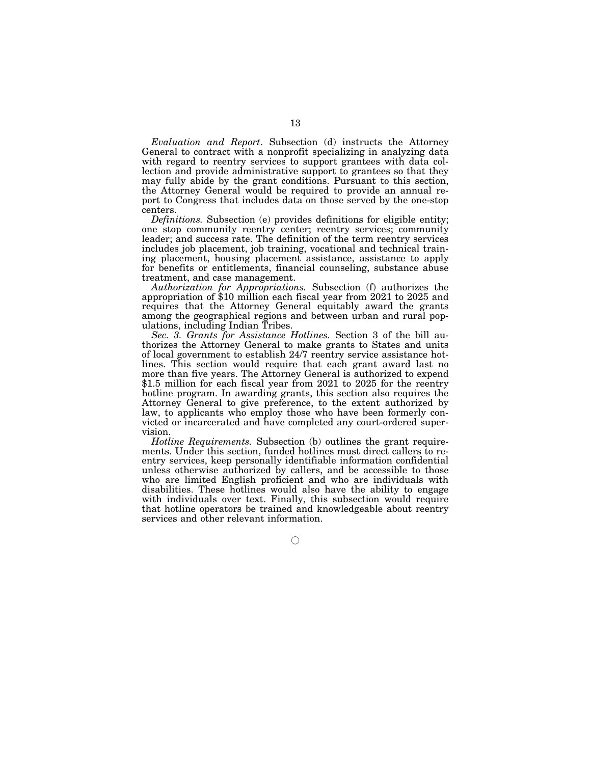*Evaluation and Report*. Subsection (d) instructs the Attorney General to contract with a nonprofit specializing in analyzing data with regard to reentry services to support grantees with data collection and provide administrative support to grantees so that they may fully abide by the grant conditions. Pursuant to this section, the Attorney General would be required to provide an annual report to Congress that includes data on those served by the one-stop centers.

*Definitions.* Subsection (e) provides definitions for eligible entity; one stop community reentry center; reentry services; community leader; and success rate. The definition of the term reentry services includes job placement, job training, vocational and technical training placement, housing placement assistance, assistance to apply for benefits or entitlements, financial counseling, substance abuse treatment, and case management.

*Authorization for Appropriations.* Subsection (f) authorizes the appropriation of $10 million each fiscal year from 2021 to 2025 and requires that the Attorney General equitably award the grants among the geographical regions and between urban and rural populations, including Indian Tribes.

*Sec. 3. Grants for Assistance Hotlines.* Section 3 of the bill authorizes the Attorney General to make grants to States and units of local government to establish 24/7 reentry service assistance hotlines. This section would require that each grant award last no more than five years. The Attorney General is authorized to expend $1.5 million for each fiscal year from 2021 to 2025 for the reentry hotline program. In awarding grants, this section also requires the Attorney General to give preference, to the extent authorized by law, to applicants who employ those who have been formerly convicted or incarcerated and have completed any court-ordered supervision.

*Hotline Requirements.* Subsection (b) outlines the grant requirements. Under this section, funded hotlines must direct callers to reentry services, keep personally identifiable information confidential unless otherwise authorized by callers, and be accessible to those who are limited English proficient and who are individuals with disabilities. These hotlines would also have the ability to engage with individuals over text. Finally, this subsection would require that hotline operators be trained and knowledgeable about reentry services and other relevant information.